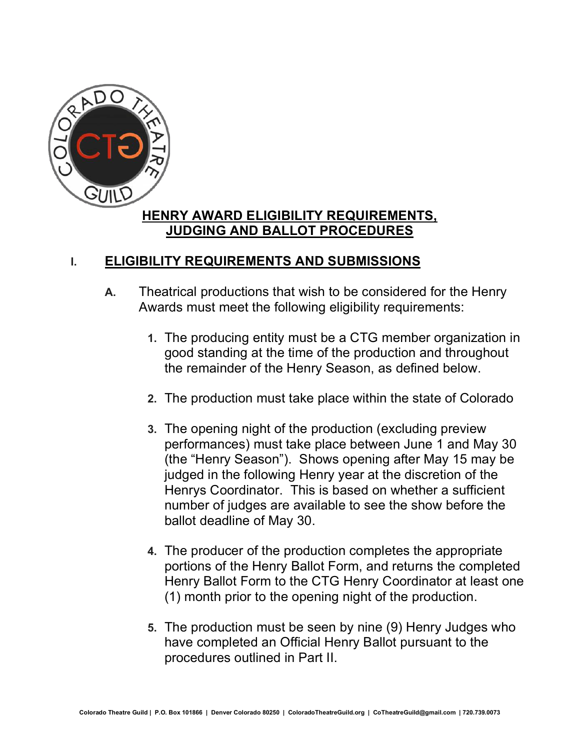# HENRY AWARD ELIGIBILITY REQUIREMENTS, JUDGING AND BALLOT PROCEDURES

## I. ELIGIBILITY REQUIREMENTS AND SUBMISSIONS

**A.** Theatrical productions that wish to be considered for the Henry Awards must meet the following eligibility requirements:

1. The producing entity must be a CTG member organization in good standing at the time of the production and throughout the remainder of the Henry Season, as defined below.

2. The production must take place within the state of Colorado

3. The opening night of the production (excluding preview performances) must take place between June 1 and May 30 (the "Henry Season"). Shows opening after May 15 may be judged in the following Henry year at the discretion of the Henrys Coordinator. This is based on whether a sufficient number of judges are available to see the show before the ballot deadline of May 30.

4. The producer of the production completes the appropriate portions of the Henry Ballot Form, and returns the completed Henry Ballot Form to the CTG Henry Coordinator at least one (1) month prior to the opening night of the production.

5. The production must be seen by nine (9) Henry Judges who have completed an Official Henry Ballot pursuant to the procedures outlined in Part II.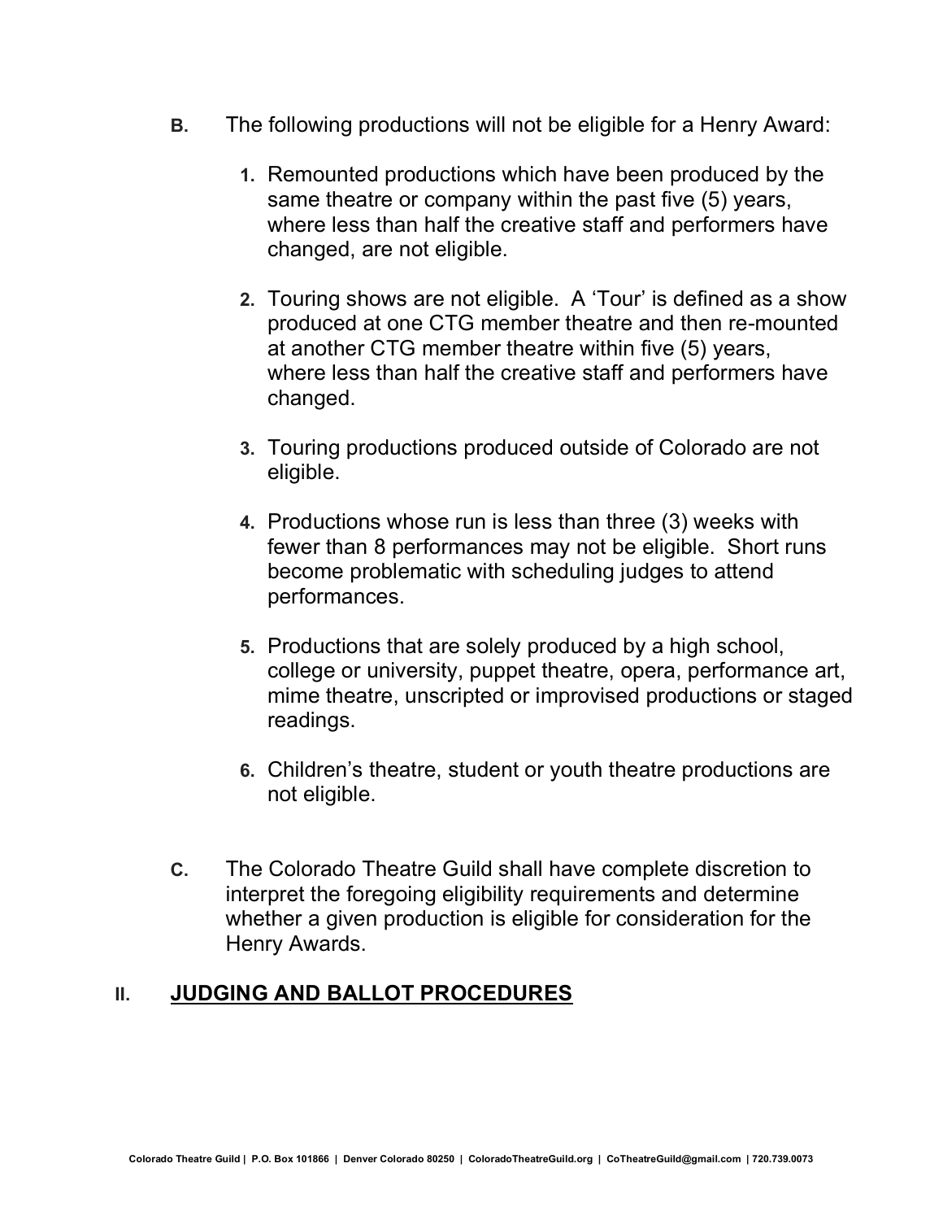**B.** The following productions will not be eligible for a Henry Award:

1. Remounted productions which have been produced by the same theatre or company within the past five (5) years, where less than half the creative staff and performers have changed, are not eligible.

2. Touring shows are not eligible. A 'Tour' is defined as a show produced at one CTG member theatre and then re-mounted at another CTG member theatre within five (5) years, where less than half the creative staff and performers have changed.

3. Touring productions produced outside of Colorado are not eligible.

4. Productions whose run is less than three (3) weeks with fewer than 8 performances may not be eligible. Short runs become problematic with scheduling judges to attend performances.

5. Productions that are solely produced by a high school, college or university, puppet theatre, opera, performance art, mime theatre, unscripted or improvised productions or staged readings.

6. Children's theatre, student or youth theatre productions are not eligible.

**C.** The Colorado Theatre Guild shall have complete discretion to interpret the foregoing eligibility requirements and determine whether a given production is eligible for consideration for the Henry Awards.

## II. JUDGING AND BALLOT PROCEDURES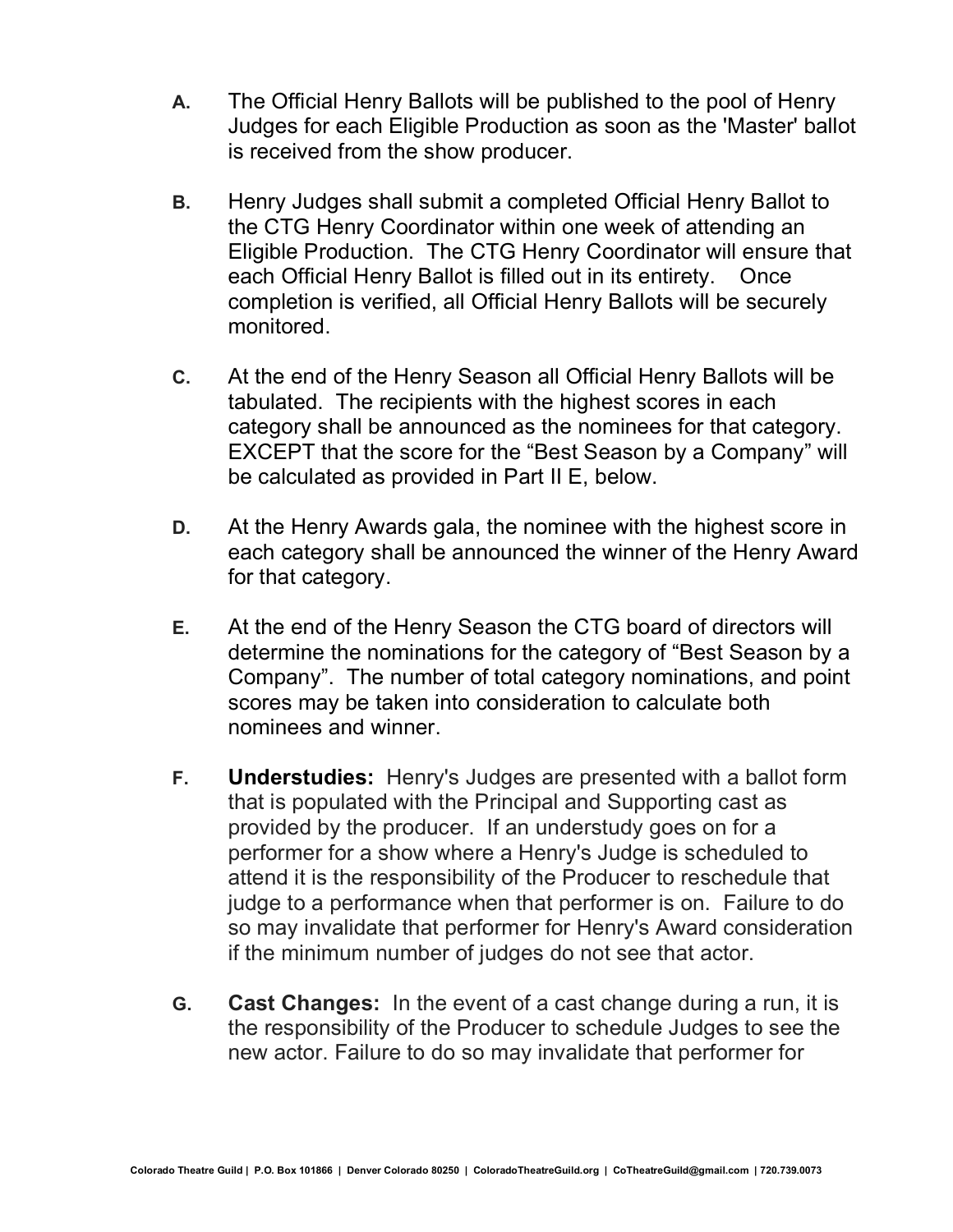**A.** The Official Henry Ballots will be published to the pool of Henry Judges for each Eligible Production as soon as the 'Master' ballot is received from the show producer.

**B.** Henry Judges shall submit a completed Official Henry Ballot to the CTG Henry Coordinator within one week of attending an Eligible Production. The CTG Henry Coordinator will ensure that each Official Henry Ballot is filled out in its entirety. Once completion is verified, all Official Henry Ballots will be securely monitored.

**C.** At the end of the Henry Season all Official Henry Ballots will be tabulated. The recipients with the highest scores in each category shall be announced as the nominees for that category. EXCEPT that the score for the "Best Season by a Company" will be calculated as provided in Part II E, below.

**D.** At the Henry Awards gala, the nominee with the highest score in each category shall be announced the winner of the Henry Award for that category.

**E.** At the end of the Henry Season the CTG board of directors will determine the nominations for the category of "Best Season by a Company". The number of total category nominations, and point scores may be taken into consideration to calculate both nominees and winner.

**F.** **Understudies:** Henry's Judges are presented with a ballot form that is populated with the Principal and Supporting cast as provided by the producer. If an understudy goes on for a performer for a show where a Henry's Judge is scheduled to attend it is the responsibility of the Producer to reschedule that judge to a performance when that performer is on. Failure to do so may invalidate that performer for Henry's Award consideration if the minimum number of judges do not see that actor.

**G.** **Cast Changes:** In the event of a cast change during a run, it is the responsibility of the Producer to schedule Judges to see the new actor. Failure to do so may invalidate that performer for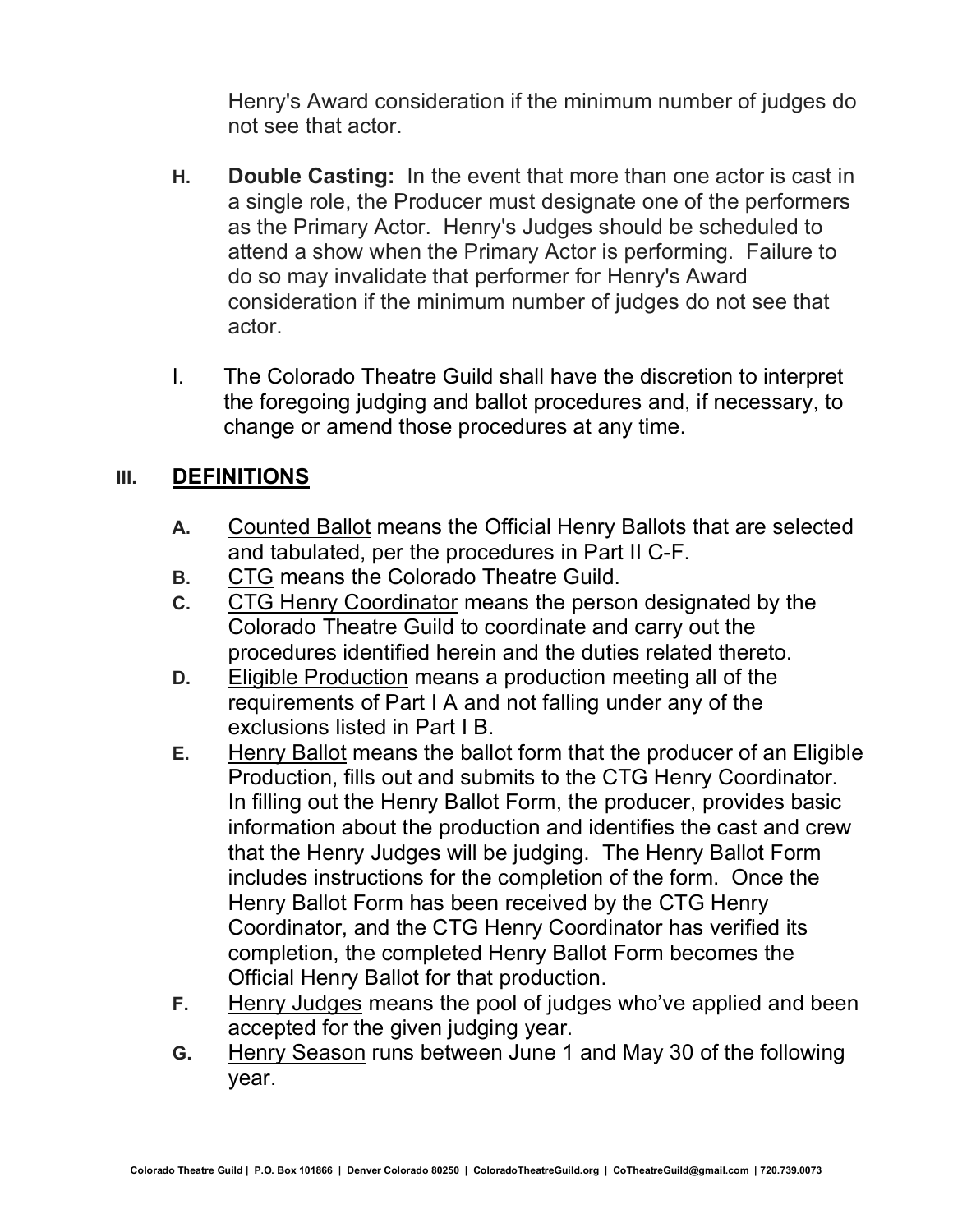Henry's Award consideration if the minimum number of judges do not see that actor.

**H.** **Double Casting:** In the event that more than one actor is cast in a single role, the Producer must designate one of the performers as the Primary Actor. Henry's Judges should be scheduled to attend a show when the Primary Actor is performing. Failure to do so may invalidate that performer for Henry's Award consideration if the minimum number of judges do not see that actor.

I. The Colorado Theatre Guild shall have the discretion to interpret the foregoing judging and ballot procedures and, if necessary, to change or amend those procedures at any time.

## III. DEFINITIONS

**A.** Counted Ballot means the Official Henry Ballots that are selected and tabulated, per the procedures in Part II C-F.

**B.** CTG means the Colorado Theatre Guild.

**C.** CTG Henry Coordinator means the person designated by the Colorado Theatre Guild to coordinate and carry out the procedures identified herein and the duties related thereto.

**D.** Eligible Production means a production meeting all of the requirements of Part I A and not falling under any of the exclusions listed in Part I B.

**E.** Henry Ballot means the ballot form that the producer of an Eligible Production, fills out and submits to the CTG Henry Coordinator. In filling out the Henry Ballot Form, the producer, provides basic information about the production and identifies the cast and crew that the Henry Judges will be judging. The Henry Ballot Form includes instructions for the completion of the form. Once the Henry Ballot Form has been received by the CTG Henry Coordinator, and the CTG Henry Coordinator has verified its completion, the completed Henry Ballot Form becomes the Official Henry Ballot for that production.

**F.** Henry Judges means the pool of judges who've applied and been accepted for the given judging year.

**G.** Henry Season runs between June 1 and May 30 of the following year.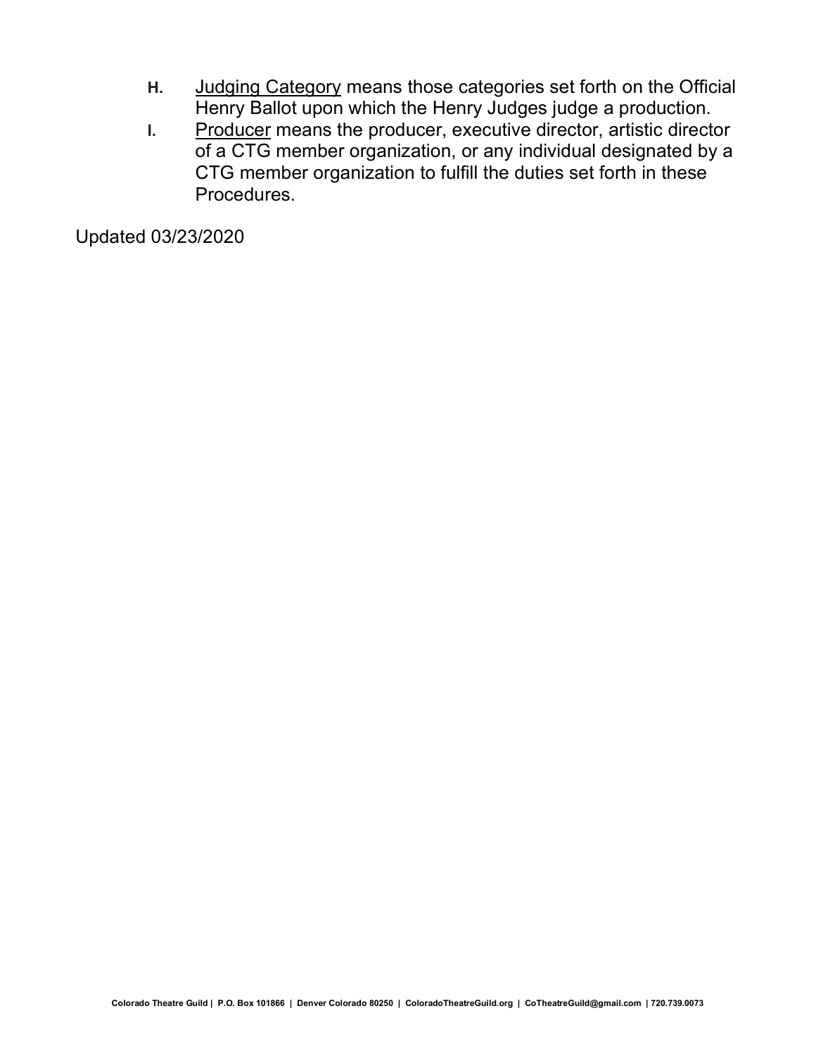H. Judging Category means those categories set forth on the Official Henry Ballot upon which the Henry Judges judge a production.

I. Producer means the producer, executive director, artistic director of a CTG member organization, or any individual designated by a CTG member organization to fulfill the duties set forth in these Procedures.

Updated 03/23/2020